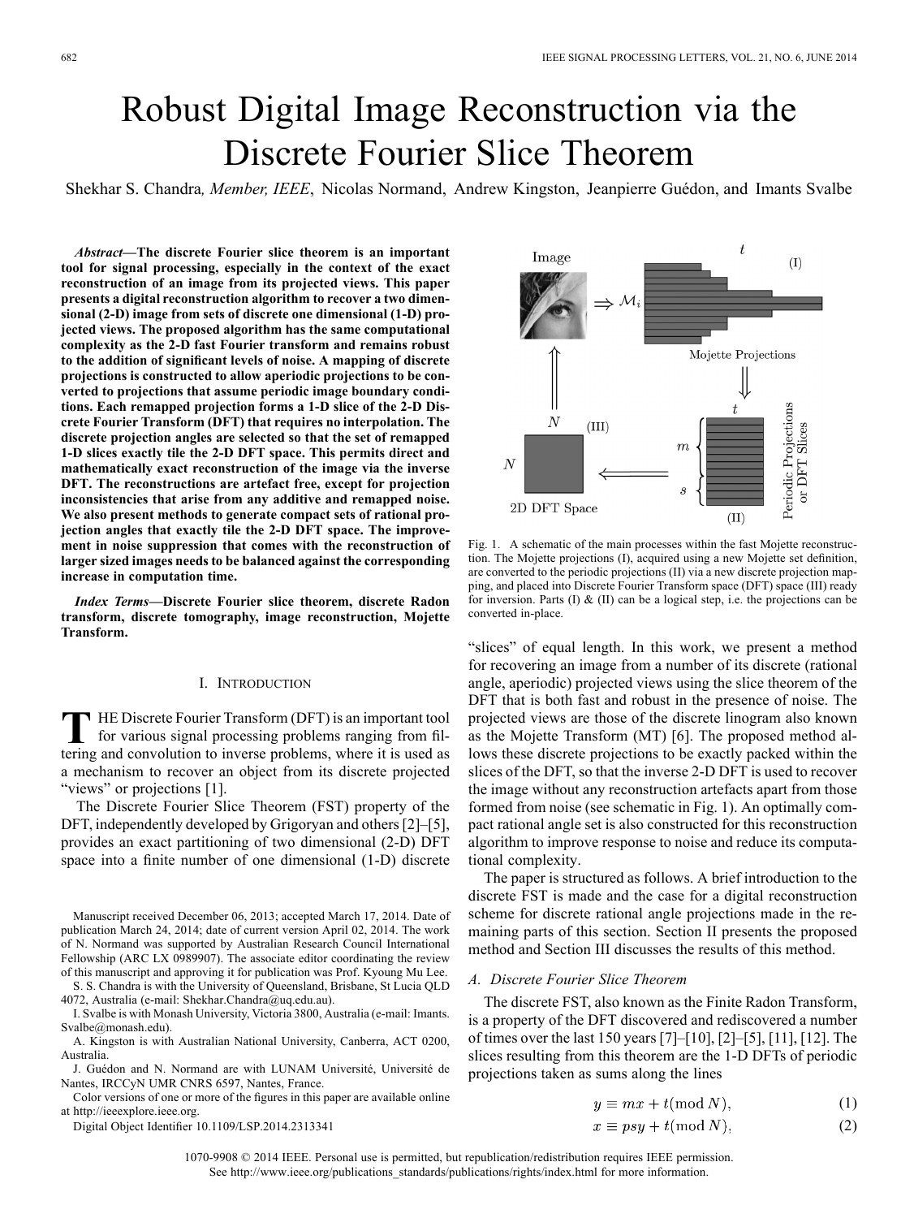# Robust Digital Image Reconstruction via the Discrete Fourier Slice Theorem

Shekhar S. Chandra, *Member, IEEE*, Nicolas Normand, Andrew Kingston, Jeanpierre Guédon, and Imants Svalbe

***Abstract*—The discrete Fourier slice theorem is an important tool for signal processing, especially in the context of the exact reconstruction of an image from its projected views. This paper presents a digital reconstruction algorithm to recover a two dimensional (2-D) image from sets of discrete one dimensional (1-D) projected views. The proposed algorithm has the same computational complexity as the 2-D fast Fourier transform and remains robust to the addition of significant levels of noise. A mapping of discrete projections is constructed to allow aperiodic projections to be converted to projections that assume periodic image boundary conditions. Each remapped projection forms a 1-D slice of the 2-D Discrete Fourier Transform (DFT) that requires no interpolation. The discrete projection angles are selected so that the set of remapped 1-D slices exactly tile the 2-D DFT space. This permits direct and mathematically exact reconstruction of the image via the inverse DFT. The reconstructions are artefact free, except for projection inconsistencies that arise from any additive and remapped noise. We also present methods to generate compact sets of rational projection angles that exactly tile the 2-D DFT space. The improvement in noise suppression that comes with the reconstruction of larger sized images needs to be balanced against the corresponding increase in computation time.**

***Index Terms*—Discrete Fourier slice theorem, discrete Radon transform, discrete tomography, image reconstruction, Mojette Transform.**

## I. Introduction

The Discrete Fourier Transform (DFT) is an important tool for various signal processing problems ranging from filtering and convolution to inverse problems, where it is used as a mechanism to recover an object from its discrete projected "views" or projections [1].

The Discrete Fourier Slice Theorem (FST) property of the DFT, independently developed by Grigoryan and others [2]–[5], provides an exact partitioning of two dimensional (2-D) DFT space into a finite number of one dimensional (1-D) discrete "slices" of equal length. In this work, we present a method for recovering an image from a number of its discrete (rational angle, aperiodic) projected views using the slice theorem of the DFT that is both fast and robust in the presence of noise. The projected views are those of the discrete linogram also known as the Mojette Transform (MT) [6]. The proposed method allows these discrete projections to be exactly packed within the slices of the DFT, so that the inverse 2-D DFT is used to recover the image without any reconstruction artefacts apart from those formed from noise (see schematic in Fig. 1). An optimally compact rational angle set is also constructed for this reconstruction algorithm to improve response to noise and reduce its computational complexity.

Fig. 1. A schematic of the main processes within the fast Mojette reconstruction. The Mojette projections (I), acquired using a new Mojette set definition, are converted to the periodic projections (II) via a new discrete projection mapping, and placed into Discrete Fourier Transform space (DFT) space (III) ready for inversion. Parts (I) & (II) can be a logical step, i.e. the projections can be converted in-place.

The paper is structured as follows. A brief introduction to the discrete FST is made and the case for a digital reconstruction scheme for discrete rational angle projections made in the remaining parts of this section. Section II presents the proposed method and Section III discusses the results of this method.

### A. Discrete Fourier Slice Theorem

The discrete FST, also known as the Finite Radon Transform, is a property of the DFT discovered and rediscovered a number of times over the last 150 years [7]–[10], [2]–[5], [11], [12]. The slices resulting from this theorem are the 1-D DFTs of periodic projections taken as sums along the lines

$$y \equiv mx + t (\text{mod } N), \tag{1}$$

$$x \equiv psy + t (\text{mod } N), \tag{2}$$

---

Manuscript received December 06, 2013; accepted March 17, 2014. Date of publication March 24, 2014; date of current version April 02, 2014. The work of N. Normand was supported by Australian Research Council International Fellowship (ARC LX 0989907). The associate editor coordinating the review of this manuscript and approving it for publication was Prof. Kyoung Mu Lee.

S. S. Chandra is with the University of Queensland, Brisbane, St Lucia QLD 4072, Australia (e-mail: Shekhar.Chandra@uq.edu.au).

I. Svalbe is with Monash University, Victoria 3800, Australia (e-mail: Imants.Svalbe@monash.edu).

A. Kingston is with Australian National University, Canberra, ACT 0200, Australia.

J. Guédon and N. Normand are with LUNAM Université, Université de Nantes, IRCCyN UMR CNRS 6597, Nantes, France.

Color versions of one or more of the figures in this paper are available online at http://ieeexplore.ieee.org.

Digital Object Identifier 10.1109/LSP.2014.2313341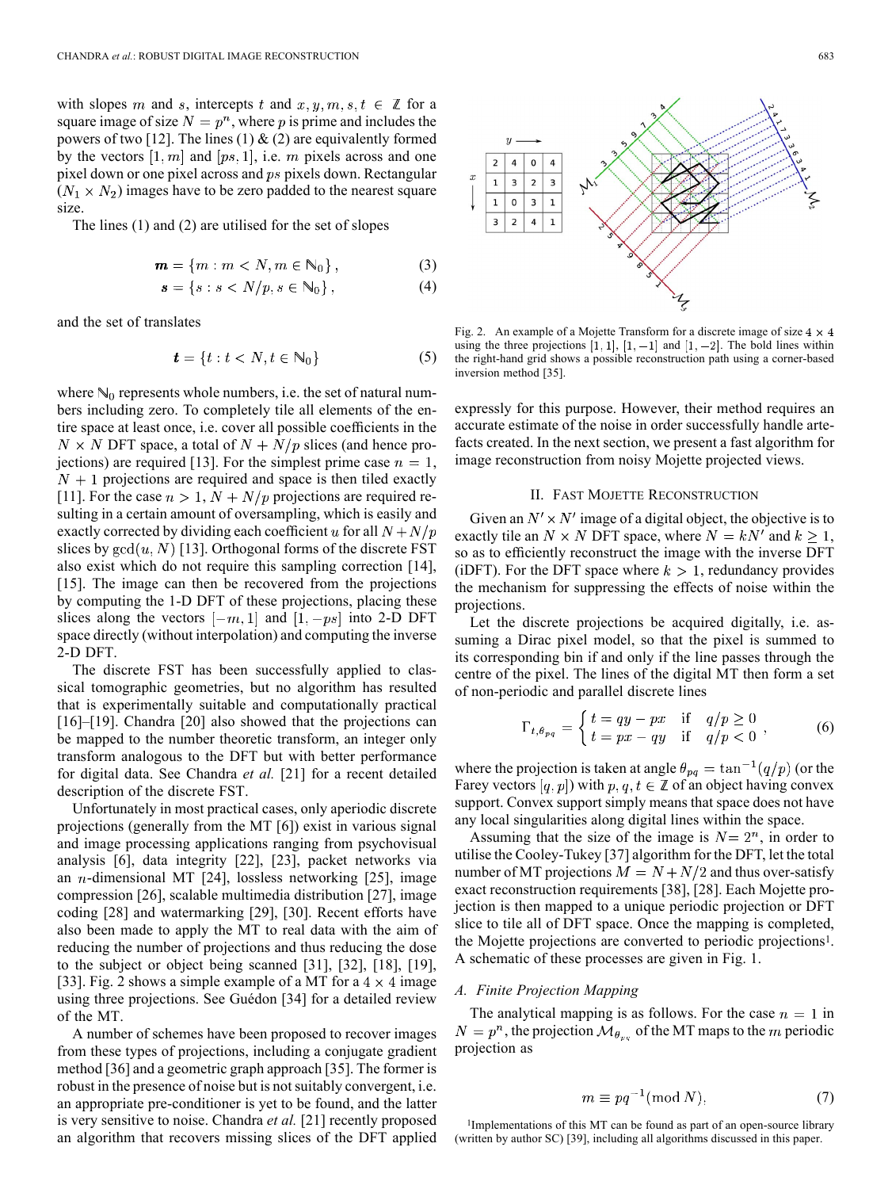with slopes $m$ and $s$, intercepts $t$ and $x, y, m, s, t \in \mathbb{Z}$ for a square image of size $N = p^n$, where $p$ is prime and includes the powers of two [12]. The lines (1) & (2) are equivalently formed by the vectors $[1, m]$ and $[ps, 1]$, i.e. $m$ pixels across and one pixel down or one pixel across and $ps$ pixels down. Rectangular ($N_1 \times N_2$) images have to be zero padded to the nearest square size.

The lines (1) and (2) are utilised for the set of slopes

$$\boldsymbol{m} = \{m : m < N, m \in \mathbb{N}_0\}, \tag{3}$$

$$\boldsymbol{s} = \{s : s < N/p, s \in \mathbb{N}_0\}, \tag{4}$$

and the set of translates

$$\boldsymbol{t} = \{t : t < N, t \in \mathbb{N}_0\} \tag{5}$$

where $\mathbb{N}_0$ represents whole numbers, i.e. the set of natural numbers including zero. To completely tile all elements of the entire space at least once, i.e. cover all possible coefficients in the $N \times N$ DFT space, a total of $N + N/p$ slices (and hence projections) are required [13]. For the simplest prime case $n = 1$, $N + 1$ projections are required and space is then tiled exactly [11]. For the case $n > 1$, $N + N/p$ projections are required resulting in a certain amount of oversampling, which is easily and exactly corrected by dividing each coefficient $u$ for all $N + N/p$ slices by $\gcd(u, N)$ [13]. Orthogonal forms of the discrete FST also exist which do not require this sampling correction [14], [15]. The image can then be recovered from the projections by computing the 1-D DFT of these projections, placing these slices along the vectors $[-m, 1]$ and $[1, -ps]$ into 2-D DFT space directly (without interpolation) and computing the inverse 2-D DFT.

The discrete FST has been successfully applied to classical tomographic geometries, but no algorithm has resulted that is experimentally suitable and computationally practical [16]–[19]. Chandra [20] also showed that the projections can be mapped to the number theoretic transform, an integer only transform analogous to the DFT but with better performance for digital data. See Chandra *et al.* [21] for a recent detailed description of the discrete FST.

Unfortunately in most practical cases, only aperiodic discrete projections (generally from the MT [6]) exist in various signal and image processing applications ranging from psychovisual analysis [6], data integrity [22], [23], packet networks via an $n$-dimensional MT [24], lossless networking [25], image compression [26], scalable multimedia distribution [27], image coding [28] and watermarking [29], [30]. Recent efforts have also been made to apply the MT to real data with the aim of reducing the number of projections and thus reducing the dose to the subject or object being scanned [31], [32], [18], [19], [33]. Fig. 2 shows a simple example of a MT for a $4 \times 4$ image using three projections. See Guédon [34] for a detailed review of the MT.

A number of schemes have been proposed to recover images from these types of projections, including a conjugate gradient method [36] and a geometric graph approach [35]. The former is robust in the presence of noise but is not suitably convergent, i.e. an appropriate pre-conditioner is yet to be found, and the latter is very sensitive to noise. Chandra *et al.* [21] recently proposed an algorithm that recovers missing slices of the DFT applied expressly for this purpose. However, their method requires an accurate estimate of the noise in order successfully handle artefacts created. In the next section, we present a fast algorithm for image reconstruction from noisy Mojette projected views.

Fig. 2. An example of a Mojette Transform for a discrete image of size $4 \times 4$ using the three projections $[1, 1]$, $[1, -1]$ and $[1, -2]$. The bold lines within the right-hand grid shows a possible reconstruction path using a corner-based inversion method [35].

## II. Fast Mojette Reconstruction

Given an $N' \times N'$ image of a digital object, the objective is to exactly tile an $N \times N$ DFT space, where $N = kN'$ and $k \geq 1$, so as to efficiently reconstruct the image with the inverse DFT (iDFT). For the DFT space where $k > 1$, redundancy provides the mechanism for suppressing the effects of noise within the projections.

Let the discrete projections be acquired digitally, i.e. assuming a Dirac pixel model, so that the pixel is summed to its corresponding bin if and only if the line passes through the centre of the pixel. The lines of the digital MT then form a set of non-periodic and parallel discrete lines

$$\Gamma_{t,\theta_{pq}} = \begin{cases} t = qy - px & \text{if} \quad q/p \geq 0 \\ t = px - qy & \text{if} \quad q/p < 0 \end{cases}, \tag{6}$$

where the projection is taken at angle $\theta_{pq} = \tan^{-1}(q/p)$ (or the Farey vectors $[q, p]$) with $p, q, t \in \mathbb{Z}$ of an object having convex support. Convex support simply means that space does not have any local singularities along digital lines within the space.

Assuming that the size of the image is $N = 2^n$, in order to utilise the Cooley-Tukey [37] algorithm for the DFT, let the total number of MT projections $M = N + N/2$ and thus over-satisfy exact reconstruction requirements [38], [28]. Each Mojette projection is then mapped to a unique periodic projection or DFT slice to tile all of DFT space. Once the mapping is completed, the Mojette projections are converted to periodic projections[1]. A schematic of these processes are given in Fig. 1.

### A. Finite Projection Mapping

The analytical mapping is as follows. For the case $n = 1$ in $N = p^n$, the projection $\mathcal{M}_{\theta_{pq}}$ of the MT maps to the $m$ periodic projection as

$$m \equiv pq^{-1} (\bmod N), \tag{7}$$

[1]Implementations of this MT can be found as part of an open-source library (written by author SC) [39], including all algorithms discussed in this paper.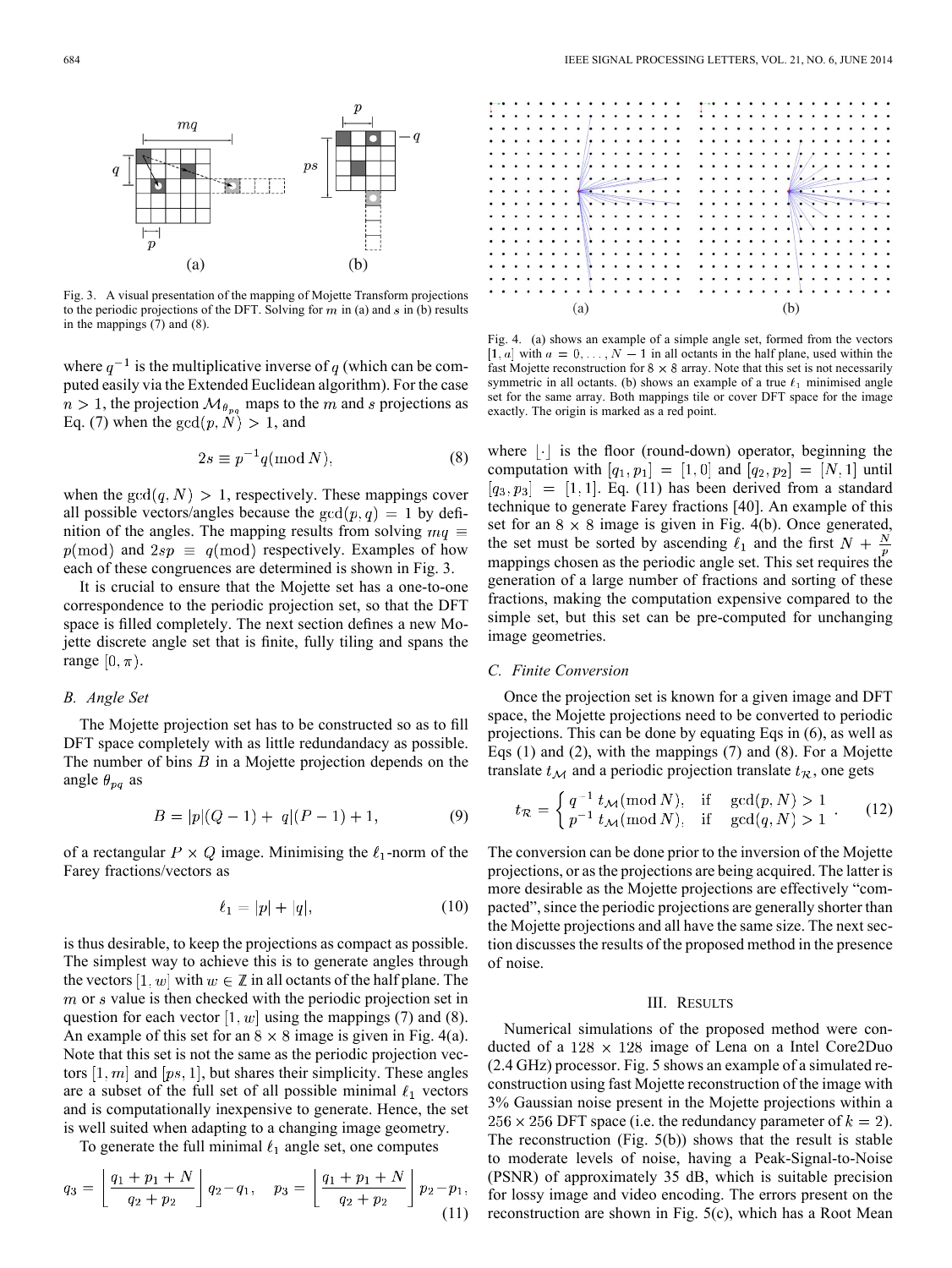Fig. 3. A visual presentation of the mapping of Mojette Transform projections to the periodic projections of the DFT. Solving for $m$ in (a) and $s$ in (b) results in the mappings (7) and (8).

where $q^{-1}$ is the multiplicative inverse of $q$ (which can be computed easily via the Extended Euclidean algorithm). For the case $n > 1$, the projection $\mathcal{M}_{\theta_{pq}}$ maps to the $m$ and $s$ projections as Eq. (7) when the $\gcd(p, N) > 1$, and

$$2s \equiv p^{-1}q (\mathrm{mod}\, N), \tag{8}$$

when the $\gcd(q, N) > 1$, respectively. These mappings cover all possible vectors/angles because the $\gcd(p, q) = 1$ by definition of the angles. The mapping results from solving $mq \equiv p(\mathrm{mod})$ and $2sp \equiv q(\mathrm{mod})$ respectively. Examples of how each of these congruences are determined is shown in Fig. 3.

It is crucial to ensure that the Mojette set has a one-to-one correspondence to the periodic projection set, so that the DFT space is filled completely. The next section defines a new Mojette discrete angle set that is finite, fully tiling and spans the range $[0, \pi)$.

### B. Angle Set

The Mojette projection set has to be constructed so as to fill DFT space completely with as little redundandacy as possible. The number of bins $B$ in a Mojette projection depends on the angle $\theta_{pq}$ as

$$B = |p|(Q-1) + \; q|(P-1) + 1, \tag{9}$$

of a rectangular $P \times Q$ image. Minimising the $\ell_1$-norm of the Farey fractions/vectors as

$$\ell_1 = |p| + |q|, \tag{10}$$

is thus desirable, to keep the projections as compact as possible. The simplest way to achieve this is to generate angles through the vectors $[1, w]$ with $w \in \mathbb{Z}$ in all octants of the half plane. The $m$ or $s$ value is then checked with the periodic projection set in question for each vector $[1, w]$ using the mappings (7) and (8). An example of this set for an $8 \times 8$ image is given in Fig. 4(a). Note that this set is not the same as the periodic projection vectors $[1, m]$ and $[ps, 1]$, but shares their simplicity. These angles are a subset of the full set of all possible minimal $\ell_1$ vectors and is computationally inexpensive to generate. Hence, the set is well suited when adapting to a changing image geometry.

To generate the full minimal $\ell_1$ angle set, one computes

$$q_3 = \left\lfloor \frac{q_1 + p_1 + N}{q_2 + p_2} \right\rfloor q_2 - q_1, \quad p_3 = \left\lfloor \frac{q_1 + p_1 + N}{q_2 + p_2} \right\rfloor p_2 - p_1, \tag{11}$$

Fig. 4. (a) shows an example of a simple angle set, formed from the vectors $[1, a]$ with $a = 0, \ldots, N-1$ in all octants in the half plane, used within the fast Mojette reconstruction for $8 \times 8$ array. Note that this set is not necessarily symmetric in all octants. (b) shows an example of a true $\ell_1$ minimised angle set for the same array. Both mappings tile or cover DFT space for the image exactly. The origin is marked as a red point.

where $\lfloor \cdot \rfloor$ is the floor (round-down) operator, beginning the computation with $[q_1, p_1] = [1, 0]$ and $[q_2, p_2] = [N, 1]$ until $[q_3, p_3] = [1, 1]$. Eq. (11) has been derived from a standard technique to generate Farey fractions [40]. An example of this set for an $8 \times 8$ image is given in Fig. 4(b). Once generated, the set must be sorted by ascending $\ell_1$ and the first $N + \frac{N}{p}$ mappings chosen as the periodic angle set. This set requires the generation of a large number of fractions and sorting of these fractions, making the computation expensive compared to the simple set, but this set can be pre-computed for unchanging image geometries.

### C. Finite Conversion

Once the projection set is known for a given image and DFT space, the Mojette projections need to be converted to periodic projections. This can be done by equating Eqs in (6), as well as Eqs (1) and (2), with the mappings (7) and (8). For a Mojette translate $t_{\mathcal{M}}$ and a periodic projection translate $t_{\mathcal{R}}$, one gets

$$t_{\mathcal{R}} = \begin{cases} q^{-1}\, t_{\mathcal{M}} (\mathrm{mod}\, N), & \text{if} \quad \gcd(p, N) > 1 \\ p^{-1}\, t_{\mathcal{M}} (\mathrm{mod}\, N), & \text{if} \quad \gcd(q, N) > 1 \end{cases}. \tag{12}$$

The conversion can be done prior to the inversion of the Mojette projections, or as the projections are being acquired. The latter is more desirable as the Mojette projections are effectively "compacted", since the periodic projections are generally shorter than the Mojette projections and all have the same size. The next section discusses the results of the proposed method in the presence of noise.

## III. Results

Numerical simulations of the proposed method were conducted of a $128 \times 128$ image of Lena on a Intel Core2Duo (2.4 GHz) processor. Fig. 5 shows an example of a simulated reconstruction using fast Mojette reconstruction of the image with 3% Gaussian noise present in the Mojette projections within a $256 \times 256$ DFT space (i.e. the redundancy parameter of $k = 2$). The reconstruction (Fig. 5(b)) shows that the result is stable to moderate levels of noise, having a Peak-Signal-to-Noise (PSNR) of approximately 35 dB, which is suitable precision for lossy image and video encoding. The errors present on the reconstruction are shown in Fig. 5(c), which has a Root Mean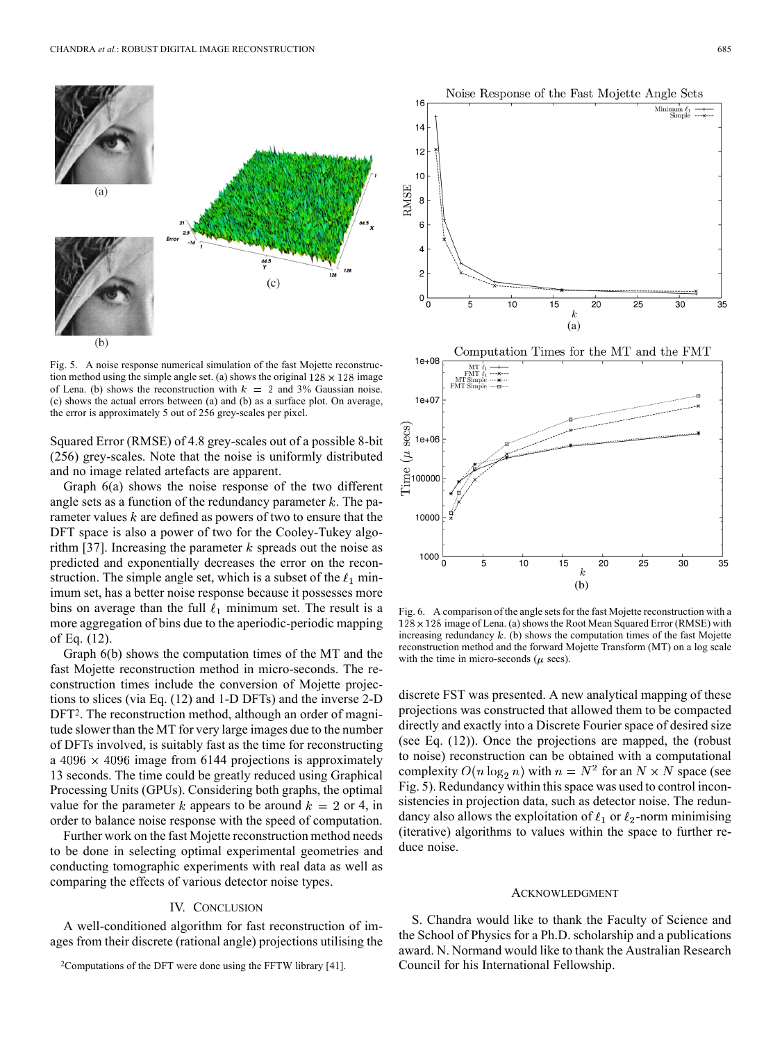Fig. 5. A noise response numerical simulation of the fast Mojette reconstruction method using the simple angle set. (a) shows the original $128 \times 128$ image of Lena. (b) shows the reconstruction with $k = 2$ and 3% Gaussian noise. (c) shows the actual errors between (a) and (b) as a surface plot. On average, the error is approximately 5 out of 256 grey-scales per pixel.

Squared Error (RMSE) of 4.8 grey-scales out of a possible 8-bit (256) grey-scales. Note that the noise is uniformly distributed and no image related artefacts are apparent.

Graph 6(a) shows the noise response of the two different angle sets as a function of the redundancy parameter $k$. The parameter values $k$ are defined as powers of two to ensure that the DFT space is also a power of two for the Cooley-Tukey algorithm [37]. Increasing the parameter $k$ spreads out the noise as predicted and exponentially decreases the error on the reconstruction. The simple angle set, which is a subset of the $\ell_1$ minimum set, has a better noise response because it possesses more bins on average than the full $\ell_1$ minimum set. The result is a more aggregation of bins due to the aperiodic-periodic mapping of Eq. (12).

Graph 6(b) shows the computation times of the MT and the fast Mojette reconstruction method in micro-seconds. The reconstruction times include the conversion of Mojette projections to slices (via Eq. (12) and 1-D DFTs) and the inverse 2-D DFT[2]. The reconstruction method, although an order of magnitude slower than the MT for very large images due to the number of DFTs involved, is suitably fast as the time for reconstructing a $4096 \times 4096$ image from 6144 projections is approximately 13 seconds. The time could be greatly reduced using Graphical Processing Units (GPUs). Considering both graphs, the optimal value for the parameter $k$ appears to be around $k = 2$ or 4, in order to balance noise response with the speed of computation.

Further work on the fast Mojette reconstruction method needs to be done in selecting optimal experimental geometries and conducting tomographic experiments with real data as well as comparing the effects of various detector noise types.

## IV. Conclusion

A well-conditioned algorithm for fast reconstruction of images from their discrete (rational angle) projections utilising the discrete FST was presented. A new analytical mapping of these projections was constructed that allowed them to be compacted directly and exactly into a Discrete Fourier space of desired size (see Eq. (12)). Once the projections are mapped, the (robust to noise) reconstruction can be obtained with a computational complexity $O(n \log_2 n)$ with $n = N^2$ for an $N \times N$ space (see Fig. 5). Redundancy within this space was used to control inconsistencies in projection data, such as detector noise. The redundancy also allows the exploitation of $\ell_1$ or $\ell_2$-norm minimising (iterative) algorithms to values within the space to further reduce noise.

Fig. 6. A comparison of the angle sets for the fast Mojette reconstruction with a $128 \times 128$ image of Lena. (a) shows the Root Mean Squared Error (RMSE) with increasing redundancy $k$. (b) shows the computation times of the fast Mojette reconstruction method and the forward Mojette Transform (MT) on a log scale with the time in micro-seconds ($\mu$ secs).

## Acknowledgment

S. Chandra would like to thank the Faculty of Science and the School of Physics for a Ph.D. scholarship and a publications award. N. Normand would like to thank the Australian Research Council for his International Fellowship.

[2]Computations of the DFT were done using the FFTW library [41].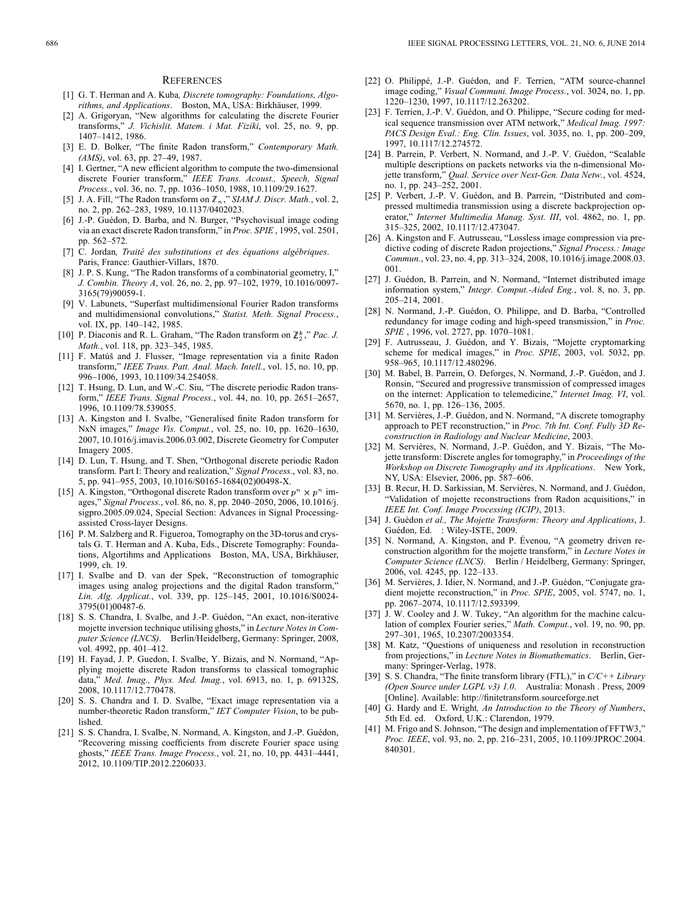## References

[1] G. T. Herman and A. Kuba, *Discrete tomography: Foundations, Algorithms, and Applications*. Boston, MA, USA: Birkhäuser, 1999.

[2] A. Grigoryan, "New algorithms for calculating the discrete Fourier transforms," *J. Vichislit. Matem. i Mat. Fiziki*, vol. 25, no. 9, pp. 1407–1412, 1986.

[3] E. D. Bolker, "The finite Radon transform," *Contemporary Math. (AMS)*, vol. 63, pp. 27–49, 1987.

[4] I. Gertner, "A new efficient algorithm to compute the two-dimensional discrete Fourier transform," *IEEE Trans. Acoust., Speech, Signal Process.*, vol. 36, no. 7, pp. 1036–1050, 1988, 10.1109/29.1627.

[5] J. A. Fill, "The Radon transform on $\mathbb{Z}_n$," *SIAM J. Discr. Math.*, vol. 2, no. 2, pp. 262–283, 1989, 10.1137/0402023.

[6] J.-P. Guédon, D. Barba, and N. Burger, "Psychovisual image coding via an exact discrete Radon transform," in *Proc. SPIE* , 1995, vol. 2501, pp. 562–572.

[7] C. Jordan, *Traité des substitutions et des équations algébriques*. Paris, France: Gauthier-Villars, 1870.

[8] J. P. S. Kung, "The Radon transforms of a combinatorial geometry, I," *J. Combin. Theory A*, vol. 26, no. 2, pp. 97–102, 1979, 10.1016/0097-3165(79)90059-1.

[9] V. Labunets, "Superfast multidimensional Fourier Radon transforms and multidimensional convolutions," *Statist. Meth. Signal Process.*, vol. IX, pp. 140–142, 1985.

[10] P. Diaconis and R. L. Graham, "The Radon transform on $\mathbb{Z}_2^k$," *Pac. J. Math.*, vol. 118, pp. 323–345, 1985.

[11] F. Matúš and J. Flusser, "Image representation via a finite Radon transform," *IEEE Trans. Patt. Anal. Mach. Intell.*, vol. 15, no. 10, pp. 996–1006, 1993, 10.1109/34.254058.

[12] T. Hsung, D. Lun, and W.-C. Siu, "The discrete periodic Radon transform," *IEEE Trans. Signal Process.*, vol. 44, no. 10, pp. 2651–2657, 1996, 10.1109/78.539055.

[13] A. Kingston and I. Svalbe, "Generalised finite Radon transform for NxN images," *Image Vis. Comput.*, vol. 25, no. 10, pp. 1620–1630, 2007, 10.1016/j.imavis.2006.03.002, Discrete Geometry for Computer Imagery 2005.

[14] D. Lun, T. Hsung, and T. Shen, "Orthogonal discrete periodic Radon transform. Part I: Theory and realization," *Signal Process.*, vol. 83, no. 5, pp. 941–955, 2003, 10.1016/S0165-1684(02)00498-X.

[15] A. Kingston, "Orthogonal discrete Radon transform over $p^n \times p^n$ images," *Signal Process.*, vol. 86, no. 8, pp. 2040–2050, 2006, 10.1016/j.sigpro.2005.09.024, Special Section: Advances in Signal Processing-assisted Cross-layer Designs.

[16] P. M. Salzberg and R. Figueroa, Tomography on the 3D-torus and crystals G. T. Herman and A. Kuba, Eds., Discrete Tomography: Foundations, Algortihms and Applications Boston, MA, USA, Birkhäuser, 1999, ch. 19.

[17] I. Svalbe and D. van der Spek, "Reconstruction of tomographic images using analog projections and the digital Radon transform," *Lin. Alg. Applicat.*, vol. 339, pp. 125–145, 2001, 10.1016/S0024-3795(01)00487-6.

[18] S. S. Chandra, I. Svalbe, and J.-P. Guédon, "An exact, non-iterative mojette inversion technique utilising ghosts," in *Lecture Notes in Computer Science (LNCS)*. Berlin/Heidelberg, Germany: Springer, 2008, vol. 4992, pp. 401–412.

[19] H. Fayad, J. P. Guedon, I. Svalbe, Y. Bizais, and N. Normand, "Applying mojette discrete Radon transforms to classical tomographic data," *Med. Imag., Phys. Med. Imag.*, vol. 6913, no. 1, p. 69132S, 2008, 10.1117/12.770478.

[20] S. S. Chandra and I. D. Svalbe, "Exact image representation via a number-theoretic Radon transform," *IET Computer Vision*, to be published.

[21] S. S. Chandra, I. Svalbe, N. Normand, A. Kingston, and J.-P. Guédon, "Recovering missing coefficients from discrete Fourier space using ghosts," *IEEE Trans. Image Process.*, vol. 21, no. 10, pp. 4431–4441, 2012, 10.1109/TIP.2012.2206033.

[22] O. Philippé, J.-P. Guédon, and F. Terrien, "ATM source-channel image coding," *Visual Communi. Image Process.*, vol. 3024, no. 1, pp. 1220–1230, 1997, 10.1117/12.263202.

[23] F. Terrien, J.-P. V. Guédon, and O. Philippe, "Secure coding for medical sequence transmission over ATM network," *Medical Imag. 1997: PACS Design Eval.: Eng. Clin. Issues*, vol. 3035, no. 1, pp. 200–209, 1997, 10.1117/12.274572.

[24] B. Parrein, P. Verbert, N. Normand, and J.-P. V. Guédon, "Scalable multiple descriptions on packets networks via the n-dimensional Mojette transform," *Qual. Service over Next-Gen. Data Netw.*, vol. 4524, no. 1, pp. 243–252, 2001.

[25] P. Verbert, J.-P. V. Guédon, and B. Parrein, "Distributed and compressed multimedia transmission using a discrete backprojection operator," *Internet Multimedia Manag. Syst. III*, vol. 4862, no. 1, pp. 315–325, 2002, 10.1117/12.473047.

[26] A. Kingston and F. Autrusseau, "Lossless image compression via predictive coding of discrete Radon projections," *Signal Process.: Image Commun.*, vol. 23, no. 4, pp. 313–324, 2008, 10.1016/j.image.2008.03.001.

[27] J. Guédon, B. Parrein, and N. Normand, "Internet distributed image information system," *Integr. Comput.-Aided Eng.*, vol. 8, no. 3, pp. 205–214, 2001.

[28] N. Normand, J.-P. Guédon, O. Philippe, and D. Barba, "Controlled redundancy for image coding and high-speed transmission," in *Proc. SPIE* , 1996, vol. 2727, pp. 1070–1081.

[29] F. Autrusseau, J. Guédon, and Y. Bizais, "Mojette cryptomarking scheme for medical images," in *Proc. SPIE*, 2003, vol. 5032, pp. 958–965, 10.1117/12.480296.

[30] M. Babel, B. Parrein, O. Deforges, N. Normand, J.-P. Guédon, and J. Ronsin, "Secured and progressive transmission of compressed images on the internet: Application to telemedicine," *Internet Imag. VI*, vol. 5670, no. 1, pp. 126–136, 2005.

[31] M. Servières, J.-P. Guédon, and N. Normand, "A discrete tomography approach to PET reconstruction," in *Proc. 7th Int. Conf. Fully 3D Reconstruction in Radiology and Nuclear Medicine*, 2003.

[32] M. Servières, N. Normand, J.-P. Guédon, and Y. Bizais, "The Mojette transform: Discrete angles for tomography," in *Proceedings of the Workshop on Discrete Tomography and its Applications*. New York, NY, USA: Elsevier, 2006, pp. 587–606.

[33] B. Recur, H. D. Sarkissian, M. Servières, N. Normand, and J. Guédon, "Validation of mojette reconstructions from Radon acquisitions," in *IEEE Int. Conf. Image Processing (ICIP)*, 2013.

[34] J. Guédon *et al., The Mojette Transform: Theory and Applications*, J. Guédon, Ed. : Wiley-ISTE, 2009.

[35] N. Normand, A. Kingston, and P. Évenou, "A geometry driven reconstruction algorithm for the mojette transform," in *Lecture Notes in Computer Science (LNCS)*. Berlin / Heidelberg, Germany: Springer, 2006, vol. 4245, pp. 122–133.

[36] M. Servières, J. Idier, N. Normand, and J.-P. Guédon, "Conjugate gradient mojette reconstruction," in *Proc. SPIE*, 2005, vol. 5747, no. 1, pp. 2067–2074, 10.1117/12.593399.

[37] J. W. Cooley and J. W. Tukey, "An algorithm for the machine calculation of complex Fourier series," *Math. Comput.*, vol. 19, no. 90, pp. 297–301, 1965, 10.2307/2003354.

[38] M. Katz, "Questions of uniqueness and resolution in reconstruction from projections," in *Lecture Notes in Biomathematics*. Berlin, Germany: Springer-Verlag, 1978.

[39] S. S. Chandra, "The finite transform library (FTL)," in *C/C++ Library (Open Source under LGPL v3) 1.0*. Australia: Monash . Press, 2009 [Online]. Available: http://finitetransform.sourceforge.net

[40] G. Hardy and E. Wright, *An Introduction to the Theory of Numbers*, 5th Ed. ed. Oxford, U.K.: Clarendon, 1979.

[41] M. Frigo and S. Johnson, "The design and implementation of FFTW3," *Proc. IEEE*, vol. 93, no. 2, pp. 216–231, 2005, 10.1109/JPROC.2004.840301.